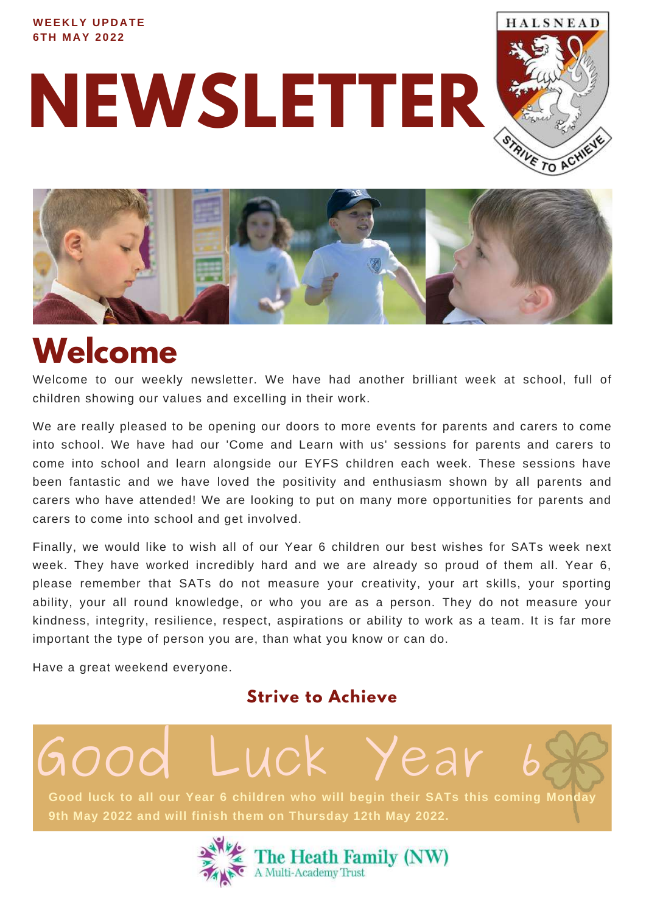**WEEKLY UPDATE**
**6TH MAY 2022**

# NEWSLETTER

HALSNEAD

STRIVE TO ACHIEVE

## Welcome

Welcome to our weekly newsletter. We have had another brilliant week at school, full of children showing our values and excelling in their work.

We are really pleased to be opening our doors to more events for parents and carers to come into school. We have had our 'Come and Learn with us' sessions for parents and carers to come into school and learn alongside our EYFS children each week. These sessions have been fantastic and we have loved the positivity and enthusiasm shown by all parents and carers who have attended! We are looking to put on many more opportunities for parents and carers to come into school and get involved.

Finally, we would like to wish all of our Year 6 children our best wishes for SATs week next week. They have worked incredibly hard and we are already so proud of them all. Year 6, please remember that SATs do not measure your creativity, your art skills, your sporting ability, your all round knowledge, or who you are as a person. They do not measure your kindness, integrity, resilience, respect, aspirations or ability to work as a team. It is far more important the type of person you are, than what you know or can do.

Have a great weekend everyone.

### Strive to Achieve

## Good Luck Year 6

**Good luck to all our Year 6 children who will begin their SATs this coming Monday 9th May 2022 and will finish them on Thursday 12th May 2022.**

The Heath Family (NW)
A Multi-Academy Trust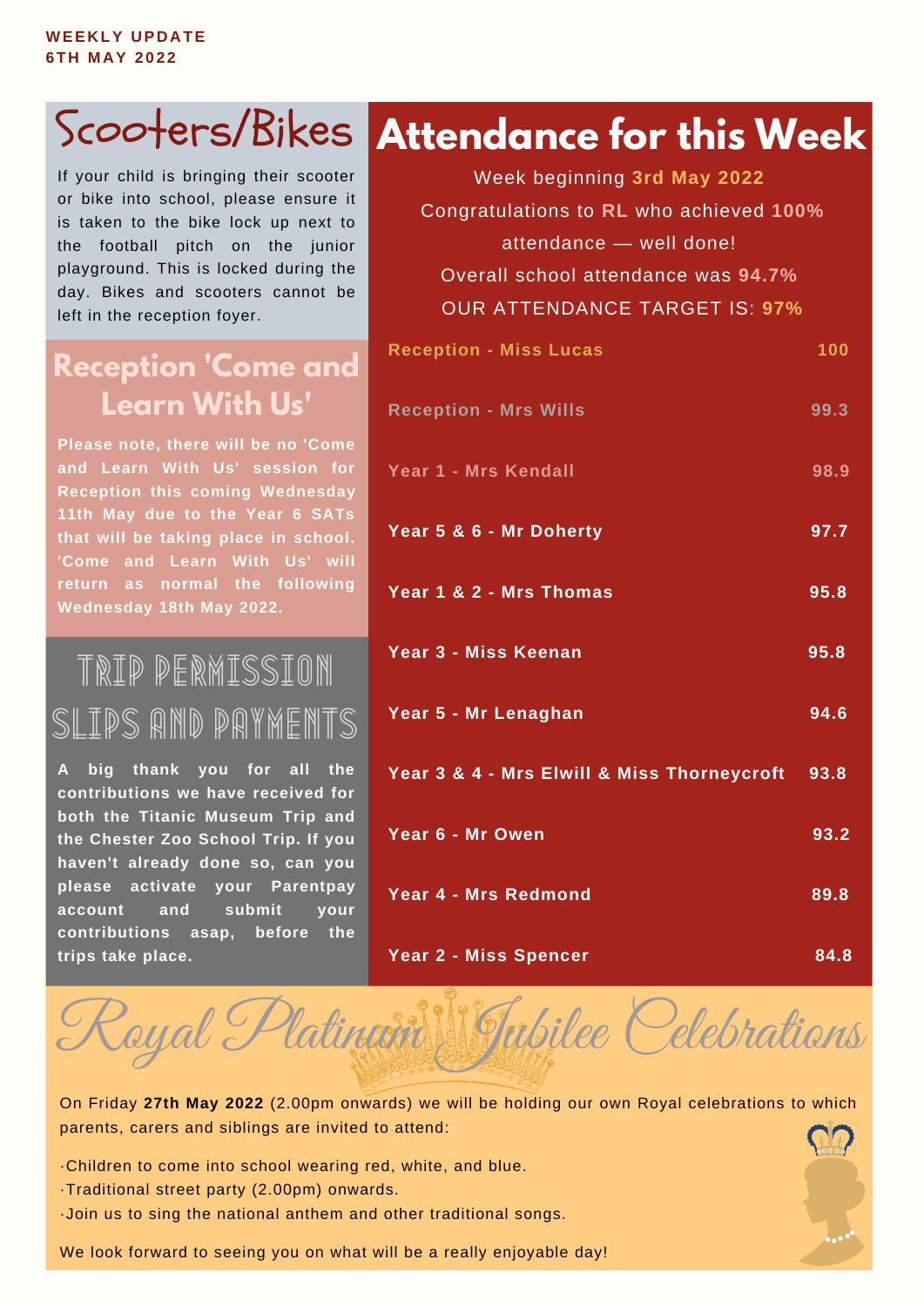**WEEKLY UPDATE**
**6TH MAY 2022**

## Scooters/Bikes

If your child is bringing their scooter or bike into school, please ensure it is taken to the bike lock up next to the football pitch on the junior playground. This is locked during the day. Bikes and scooters cannot be left in the reception foyer.

## Reception 'Come and Learn With Us'

**Please note, there will be no 'Come and Learn With Us' session for Reception this coming Wednesday 11th May due to the Year 6 SATs that will be taking place in school. 'Come and Learn With Us' will return as normal the following Wednesday 18th May 2022.**

## Trip Permission Slips and Payments

**A big thank you for all the contributions we have received for both the Titanic Museum Trip and the Chester Zoo School Trip. If you haven't already done so, can you please activate your Parentpay account and submit your contributions asap, before the trips take place.**

## Attendance for this Week

Week beginning **3rd May 2022**

Congratulations to **RL** who achieved **100%** attendance — well done!

Overall school attendance was **94.7%**

OUR ATTENDANCE TARGET IS: **97%**

| Class | Attendance |
|---|---|
| Reception - Miss Lucas | 100 |
| Reception - Mrs Wills | 99.3 |
| Year 1 - Mrs Kendall | 98.9 |
| Year 5 & 6 - Mr Doherty | 97.7 |
| Year 1 & 2 - Mrs Thomas | 95.8 |
| Year 3 - Miss Keenan | 95.8 |
| Year 5 - Mr Lenaghan | 94.6 |
| Year 3 & 4 - Mrs Elwill & Miss Thorneycroft | 93.8 |
| Year 6 - Mr Owen | 93.2 |
| Year 4 - Mrs Redmond | 89.8 |
| Year 2 - Miss Spencer | 84.8 |

## Royal Platinum Jubilee Celebrations

On Friday **27th May 2022** (2.00pm onwards) we will be holding our own Royal celebrations to which parents, carers and siblings are invited to attend:

- Children to come into school wearing red, white, and blue.
- Traditional street party (2.00pm) onwards.
- Join us to sing the national anthem and other traditional songs.

We look forward to seeing you on what will be a really enjoyable day!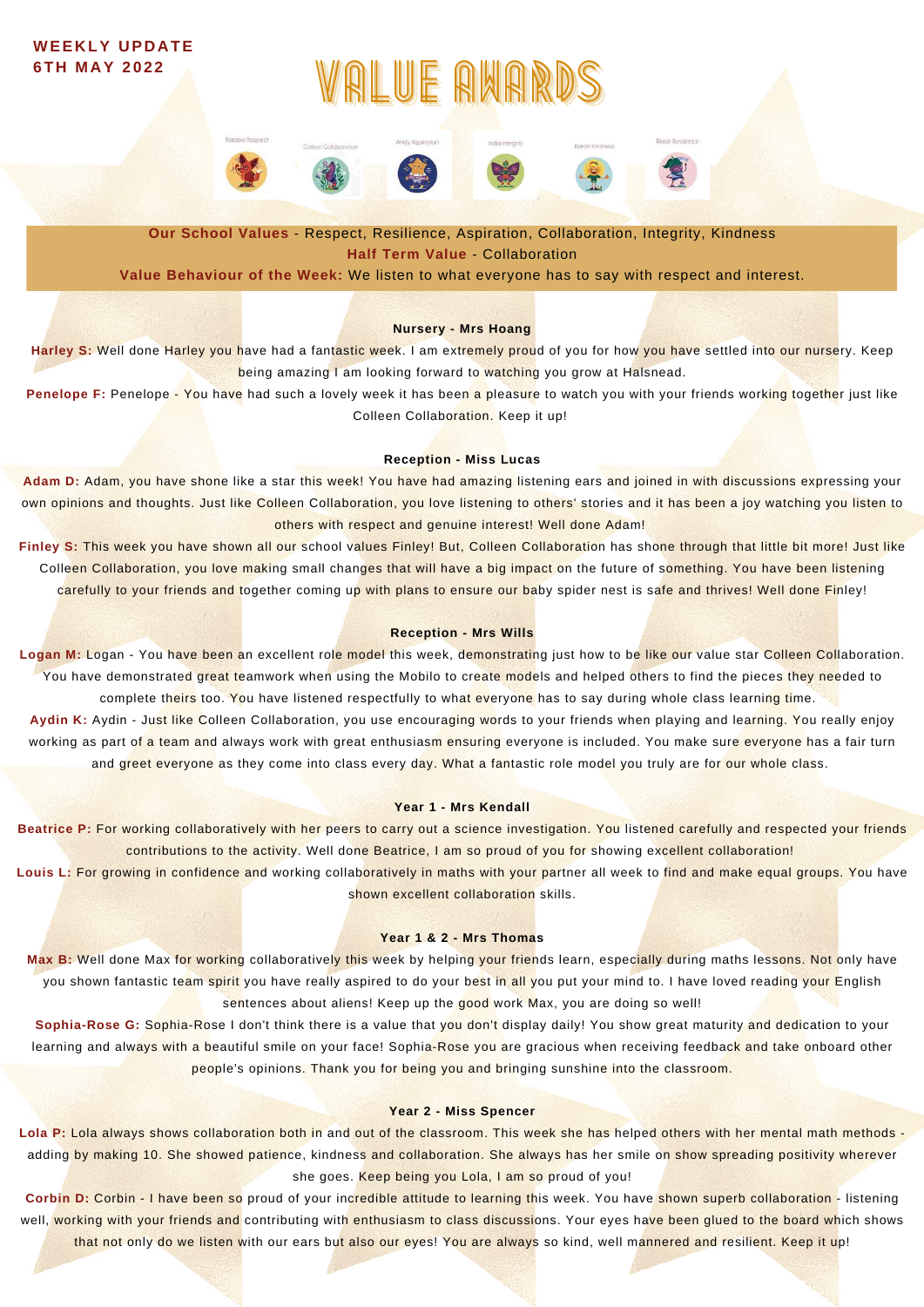**WEEKLY UPDATE**
**6TH MAY 2022**

# VALUE AWARDS

Robbie Respect | Colleen Collaboration | Andy Aspiration | India Integrity | Kieran Kindness | Rosie Resilience

**Our School Values** - Respect, Resilience, Aspiration, Collaboration, Integrity, Kindness
**Half Term Value** - Collaboration
**Value Behaviour of the Week:** We listen to what everyone has to say with respect and interest.

### Nursery - Mrs Hoang

**Harley S:** Well done Harley you have had a fantastic week. I am extremely proud of you for how you have settled into our nursery. Keep being amazing I am looking forward to watching you grow at Halsnead.

**Penelope F:** Penelope - You have had such a lovely week it has been a pleasure to watch you with your friends working together just like Colleen Collaboration. Keep it up!

### Reception - Miss Lucas

**Adam D:** Adam, you have shone like a star this week! You have had amazing listening ears and joined in with discussions expressing your own opinions and thoughts. Just like Colleen Collaboration, you love listening to others' stories and it has been a joy watching you listen to others with respect and genuine interest! Well done Adam!

**Finley S:** This week you have shown all our school values Finley! But, Colleen Collaboration has shone through that little bit more! Just like Colleen Collaboration, you love making small changes that will have a big impact on the future of something. You have been listening carefully to your friends and together coming up with plans to ensure our baby spider nest is safe and thrives! Well done Finley!

### Reception - Mrs Wills

**Logan M:** Logan - You have been an excellent role model this week, demonstrating just how to be like our value star Colleen Collaboration. You have demonstrated great teamwork when using the Mobilo to create models and helped others to find the pieces they needed to complete theirs too. You have listened respectfully to what everyone has to say during whole class learning time.

**Aydin K:** Aydin - Just like Colleen Collaboration, you use encouraging words to your friends when playing and learning. You really enjoy working as part of a team and always work with great enthusiasm ensuring everyone is included. You make sure everyone has a fair turn and greet everyone as they come into class every day. What a fantastic role model you truly are for our whole class.

### Year 1 - Mrs Kendall

**Beatrice P:** For working collaboratively with her peers to carry out a science investigation. You listened carefully and respected your friends contributions to the activity. Well done Beatrice, I am so proud of you for showing excellent collaboration!

**Louis L:** For growing in confidence and working collaboratively in maths with your partner all week to find and make equal groups. You have shown excellent collaboration skills.

### Year 1 & 2 - Mrs Thomas

**Max B:** Well done Max for working collaboratively this week by helping your friends learn, especially during maths lessons. Not only have you shown fantastic team spirit you have really aspired to do your best in all you put your mind to. I have loved reading your English sentences about aliens! Keep up the good work Max, you are doing so well!

**Sophia-Rose G:** Sophia-Rose I don't think there is a value that you don't display daily! You show great maturity and dedication to your learning and always with a beautiful smile on your face! Sophia-Rose you are gracious when receiving feedback and take onboard other people's opinions. Thank you for being you and bringing sunshine into the classroom.

### Year 2 - Miss Spencer

**Lola P:** Lola always shows collaboration both in and out of the classroom. This week she has helped others with her mental math methods - adding by making 10. She showed patience, kindness and collaboration. She always has her smile on show spreading positivity wherever she goes. Keep being you Lola, I am so proud of you!

**Corbin D:** Corbin - I have been so proud of your incredible attitude to learning this week. You have shown superb collaboration - listening well, working with your friends and contributing with enthusiasm to class discussions. Your eyes have been glued to the board which shows that not only do we listen with our ears but also our eyes! You are always so kind, well mannered and resilient. Keep it up!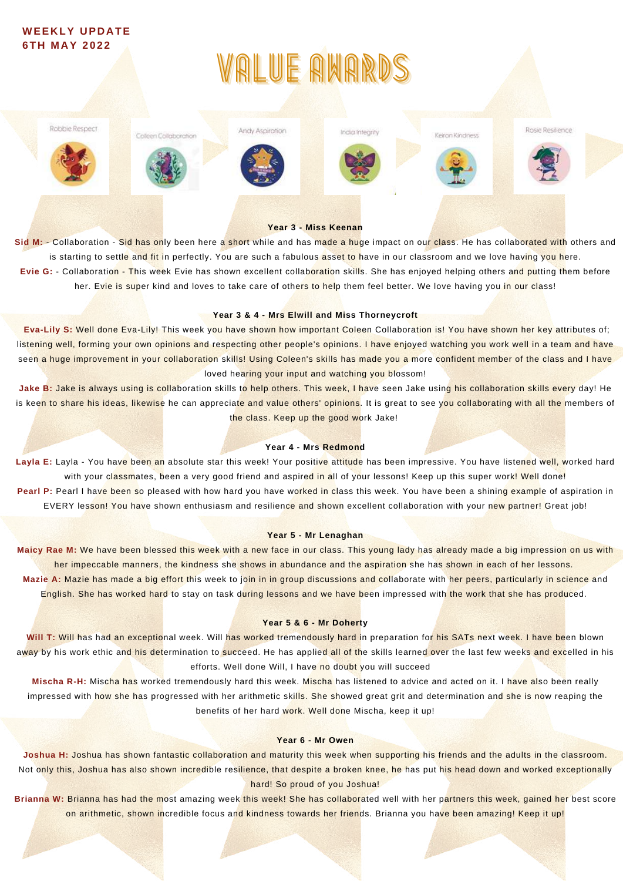**WEEKLY UPDATE**
**6TH MAY 2022**

# VALUE AWARDS

Robbie Respect

Coleen Collaboration

Andy Aspiration

India Integrity

Keiron Kindness

Rosie Resilience

### Year 3 - Miss Keenan

**Sid M:** - Collaboration - Sid has only been here a short while and has made a huge impact on our class. He has collaborated with others and is starting to settle and fit in perfectly. You are such a fabulous asset to have in our classroom and we love having you here.

**Evie G:** - Collaboration - This week Evie has shown excellent collaboration skills. She has enjoyed helping others and putting them before her. Evie is super kind and loves to take care of others to help them feel better. We love having you in our class!

### Year 3 & 4 - Mrs Elwill and Miss Thorneycroft

**Eva-Lily S:** Well done Eva-Lily! This week you have shown how important Coleen Collaboration is! You have shown her key attributes of; listening well, forming your own opinions and respecting other people's opinions. I have enjoyed watching you work well in a team and have seen a huge improvement in your collaboration skills! Using Coleen's skills has made you a more confident member of the class and I have loved hearing your input and watching you blossom!

**Jake B:** Jake is always using is collaboration skills to help others. This week, I have seen Jake using his collaboration skills every day! He is keen to share his ideas, likewise he can appreciate and value others' opinions. It is great to see you collaborating with all the members of the class. Keep up the good work Jake!

### Year 4 - Mrs Redmond

**Layla E:** Layla - You have been an absolute star this week! Your positive attitude has been impressive. You have listened well, worked hard with your classmates, been a very good friend and aspired in all of your lessons! Keep up this super work! Well done!

**Pearl P:** Pearl I have been so pleased with how hard you have worked in class this week. You have been a shining example of aspiration in EVERY lesson! You have shown enthusiasm and resilience and shown excellent collaboration with your new partner! Great job!

### Year 5 - Mr Lenaghan

**Maicy Rae M:** We have been blessed this week with a new face in our class. This young lady has already made a big impression on us with her impeccable manners, the kindness she shows in abundance and the aspiration she has shown in each of her lessons.

**Mazie A:** Mazie has made a big effort this week to join in in group discussions and collaborate with her peers, particularly in science and English. She has worked hard to stay on task during lessons and we have been impressed with the work that she has produced.

### Year 5 & 6 - Mr Doherty

**Will T:** Will has had an exceptional week. Will has worked tremendously hard in preparation for his SATs next week. I have been blown away by his work ethic and his determination to succeed. He has applied all of the skills learned over the last few weeks and excelled in his efforts. Well done Will, I have no doubt you will succeed

**Mischa R-H:** Mischa has worked tremendously hard this week. Mischa has listened to advice and acted on it. I have also been really impressed with how she has progressed with her arithmetic skills. She showed great grit and determination and she is now reaping the benefits of her hard work. Well done Mischa, keep it up!

### Year 6 - Mr Owen

**Joshua H:** Joshua has shown fantastic collaboration and maturity this week when supporting his friends and the adults in the classroom. Not only this, Joshua has also shown incredible resilience, that despite a broken knee, he has put his head down and worked exceptionally hard! So proud of you Joshua!

**Brianna W:** Brianna has had the most amazing week this week! She has collaborated well with her partners this week, gained her best score on arithmetic, shown incredible focus and kindness towards her friends. Brianna you have been amazing! Keep it up!